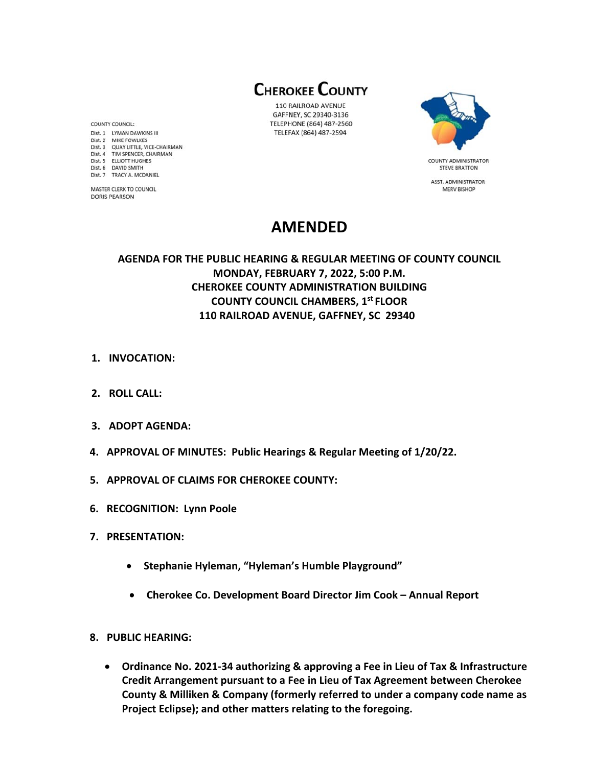# CHEROKEE COUNTY

110 RAILROAD AVENUE
GAFFNEY, SC 29340-3136
TELEPHONE (864) 487-2560
TELEFAX (864) 487-2594

COUNTY COUNCIL:
Dist. 1 LYMAN DAWKINS III
Dist. 2 MIKE FOWLKES
Dist. 3 QUAY LITTLE, VICE-CHAIRMAN
Dist. 4 TIM SPENCER, CHAIRMAN
Dist. 5 ELLIOTT HUGHES
Dist. 6 DAVID SMITH
Dist. 7 TRACY A. MCDANIEL

MASTER CLERK TO COUNCIL
DORIS PEARSON

COUNTY ADMINISTRATOR
STEVE BRATTON

ASST. ADMINISTRATOR
MERV BISHOP

# AMENDED

**AGENDA FOR THE PUBLIC HEARING & REGULAR MEETING OF COUNTY COUNCIL**
**MONDAY, FEBRUARY 7, 2022, 5:00 P.M.**
**CHEROKEE COUNTY ADMINISTRATION BUILDING**
**COUNTY COUNCIL CHAMBERS, 1st FLOOR**
**110 RAILROAD AVENUE, GAFFNEY, SC 29340**

1. **INVOCATION:**

2. **ROLL CALL:**

3. **ADOPT AGENDA:**

4. **APPROVAL OF MINUTES: Public Hearings & Regular Meeting of 1/20/22.**

5. **APPROVAL OF CLAIMS FOR CHEROKEE COUNTY:**

6. **RECOGNITION: Lynn Poole**

7. **PRESENTATION:**

   - **Stephanie Hyleman, "Hyleman's Humble Playground"**
   - **Cherokee Co. Development Board Director Jim Cook – Annual Report**

8. **PUBLIC HEARING:**

   - **Ordinance No. 2021-34 authorizing & approving a Fee in Lieu of Tax & Infrastructure Credit Arrangement pursuant to a Fee in Lieu of Tax Agreement between Cherokee County & Milliken & Company (formerly referred to under a company code name as Project Eclipse); and other matters relating to the foregoing.**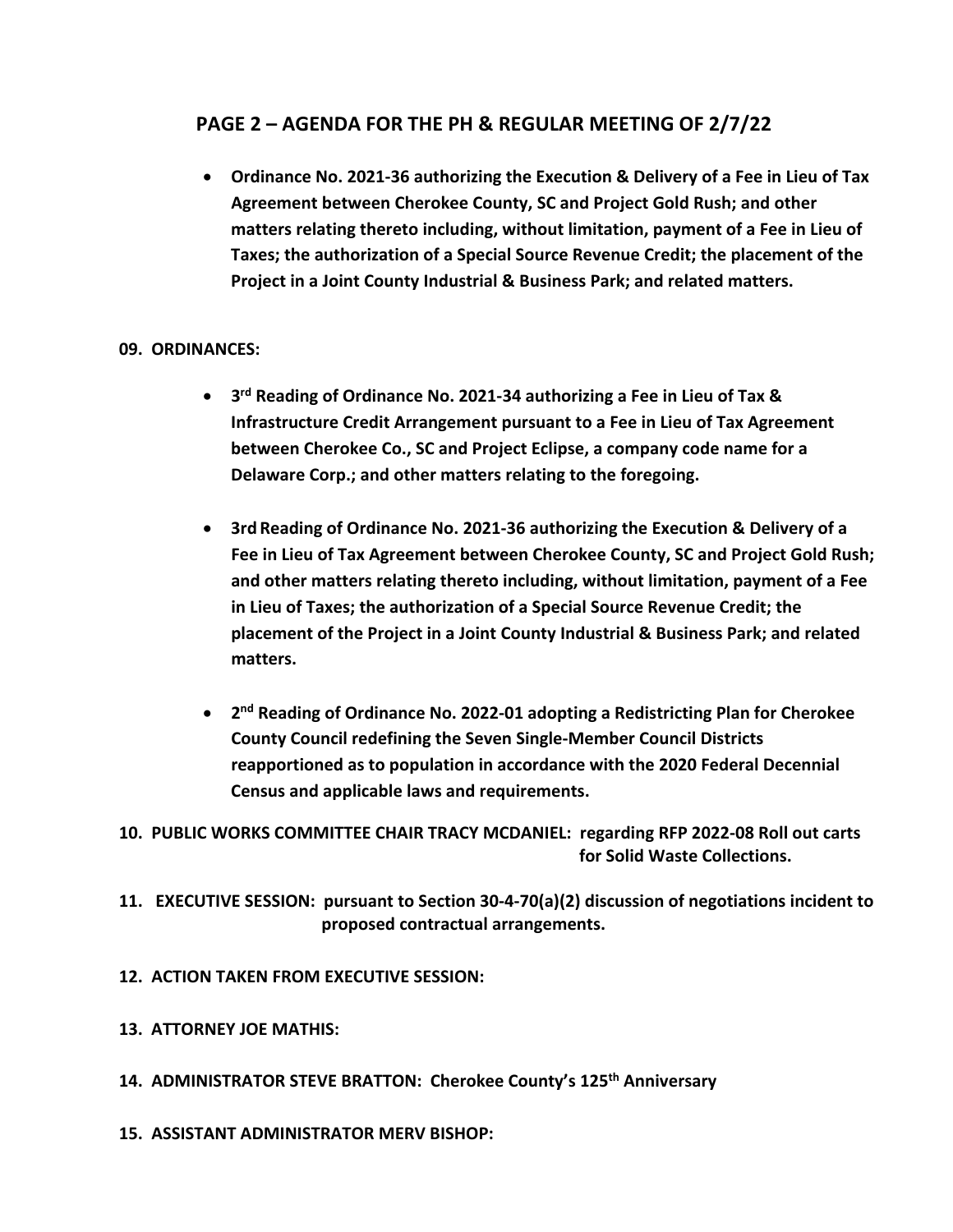## PAGE 2 – AGENDA FOR THE PH & REGULAR MEETING OF 2/7/22

- **Ordinance No. 2021-36 authorizing the Execution & Delivery of a Fee in Lieu of Tax Agreement between Cherokee County, SC and Project Gold Rush; and other matters relating thereto including, without limitation, payment of a Fee in Lieu of Taxes; the authorization of a Special Source Revenue Credit; the placement of the Project in a Joint County Industrial & Business Park; and related matters.**

**09. ORDINANCES:**

- **3rd Reading of Ordinance No. 2021-34 authorizing a Fee in Lieu of Tax & Infrastructure Credit Arrangement pursuant to a Fee in Lieu of Tax Agreement between Cherokee Co., SC and Project Eclipse, a company code name for a Delaware Corp.; and other matters relating to the foregoing.**

- **3rd Reading of Ordinance No. 2021-36 authorizing the Execution & Delivery of a Fee in Lieu of Tax Agreement between Cherokee County, SC and Project Gold Rush; and other matters relating thereto including, without limitation, payment of a Fee in Lieu of Taxes; the authorization of a Special Source Revenue Credit; the placement of the Project in a Joint County Industrial & Business Park; and related matters.**

- **2nd Reading of Ordinance No. 2022-01 adopting a Redistricting Plan for Cherokee County Council redefining the Seven Single-Member Council Districts reapportioned as to population in accordance with the 2020 Federal Decennial Census and applicable laws and requirements.**

**10. PUBLIC WORKS COMMITTEE CHAIR TRACY MCDANIEL: regarding RFP 2022-08 Roll out carts for Solid Waste Collections.**

**11. EXECUTIVE SESSION: pursuant to Section 30-4-70(a)(2) discussion of negotiations incident to proposed contractual arrangements.**

**12. ACTION TAKEN FROM EXECUTIVE SESSION:**

**13. ATTORNEY JOE MATHIS:**

**14. ADMINISTRATOR STEVE BRATTON: Cherokee County's 125th Anniversary**

**15. ASSISTANT ADMINISTRATOR MERV BISHOP:**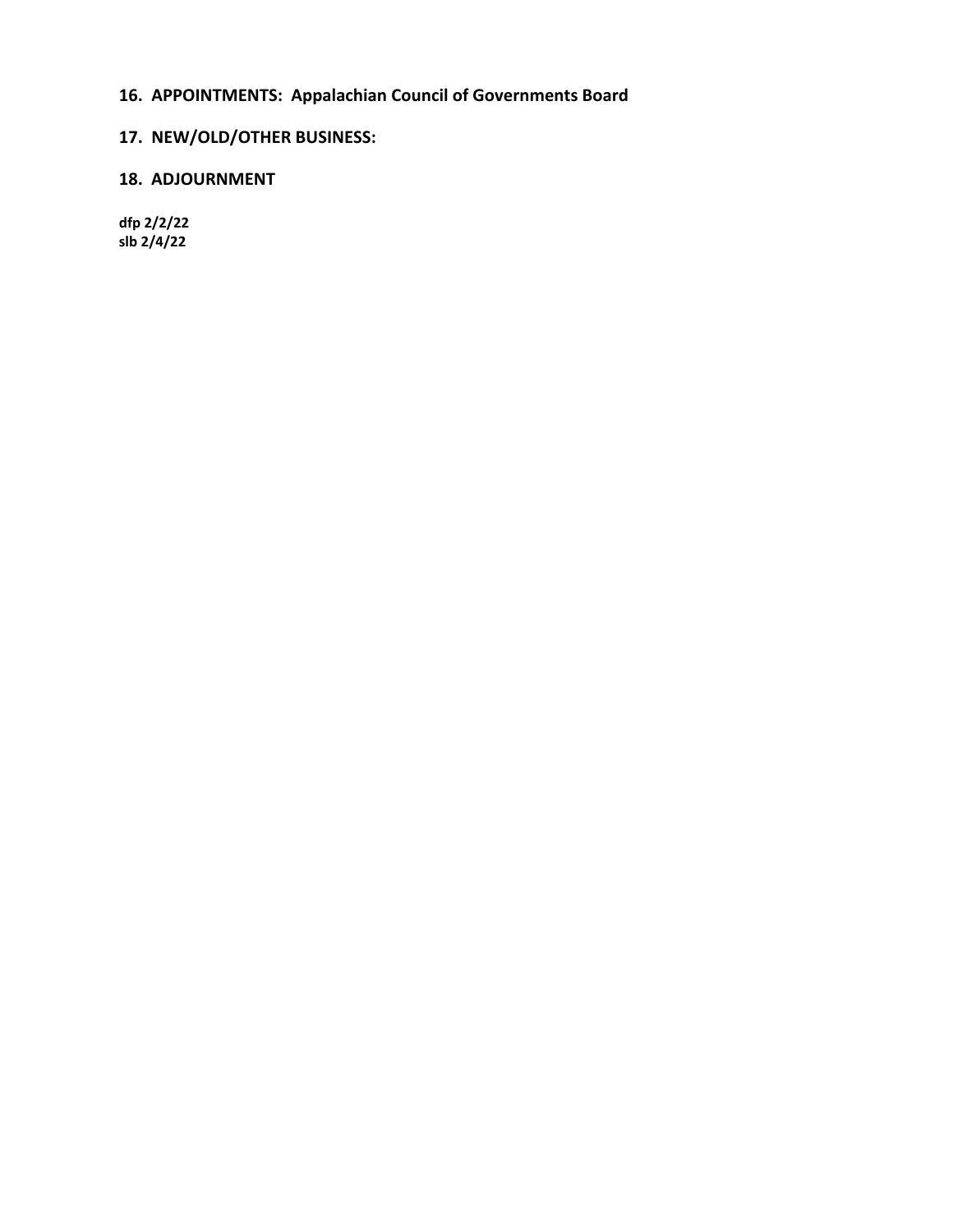**16. APPOINTMENTS: Appalachian Council of Governments Board**

**17. NEW/OLD/OTHER BUSINESS:**

**18. ADJOURNMENT**

**dfp 2/2/22**
**slb 2/4/22**